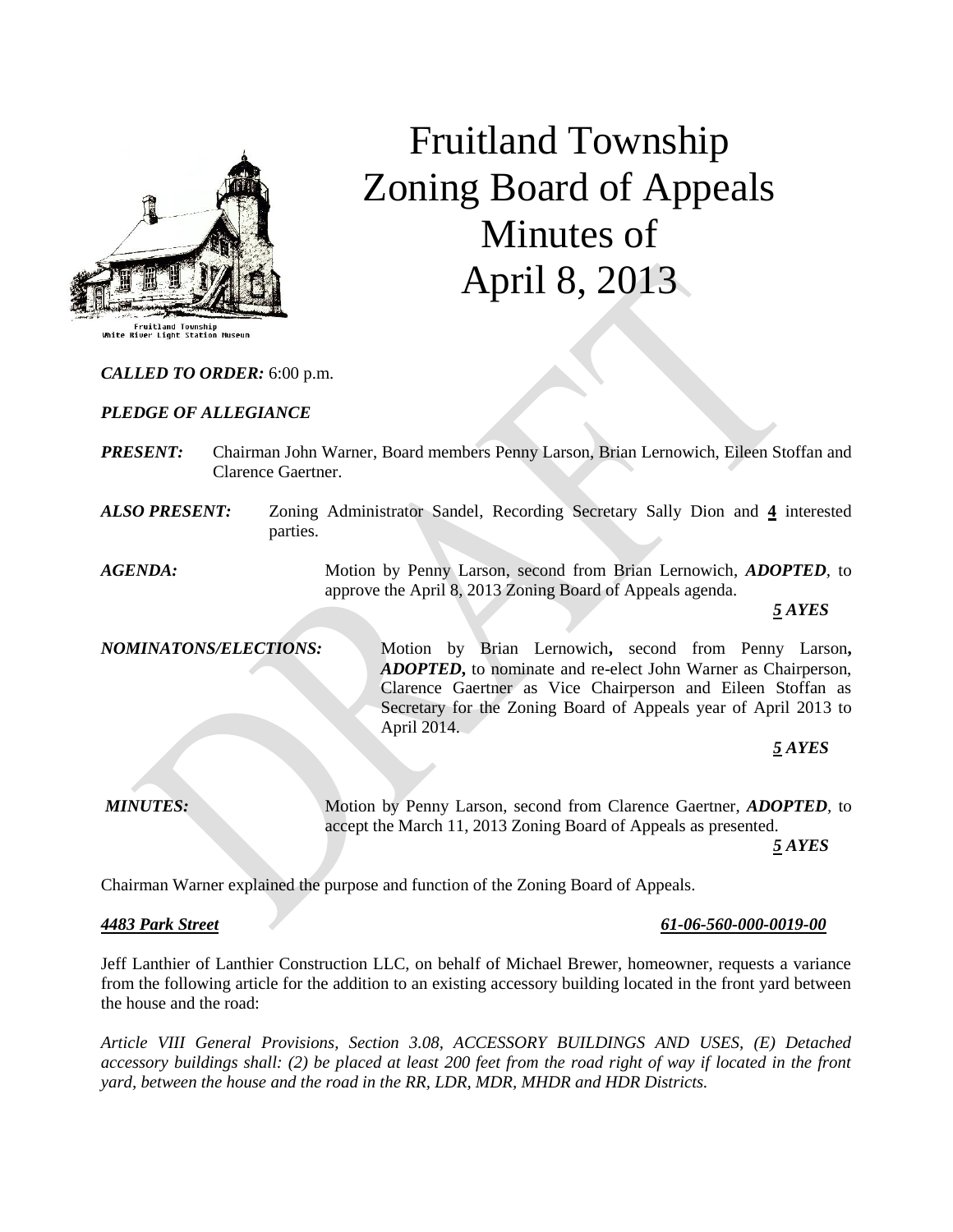# Fruitland Township Zoning Board of Appeals Minutes of April 8, 2013

Fruitland Township
White River Light Station Museum

***CALLED TO ORDER:*** 6:00 p.m.

***PLEDGE OF ALLEGIANCE***

***PRESENT:*** Chairman John Warner, Board members Penny Larson, Brian Lernowich, Eileen Stoffan and Clarence Gaertner.

***ALSO PRESENT:*** Zoning Administrator Sandel, Recording Secretary Sally Dion and **4** interested parties.

***AGENDA:*** Motion by Penny Larson, second from Brian Lernowich, ***ADOPTED***, to approve the April 8, 2013 Zoning Board of Appeals agenda.

***5 AYES***

***NOMINATONS/ELECTIONS:*** Motion by Brian Lernowich**,** second from Penny Larson**,** ***ADOPTED,*** to nominate and re-elect John Warner as Chairperson, Clarence Gaertner as Vice Chairperson and Eileen Stoffan as Secretary for the Zoning Board of Appeals year of April 2013 to April 2014.

***5 AYES***

***MINUTES:*** Motion by Penny Larson, second from Clarence Gaertner, ***ADOPTED***, to accept the March 11, 2013 Zoning Board of Appeals as presented.

***5 AYES***

Chairman Warner explained the purpose and function of the Zoning Board of Appeals.

***4483 Park Street*** ***61-06-560-000-0019-00***

Jeff Lanthier of Lanthier Construction LLC, on behalf of Michael Brewer, homeowner, requests a variance from the following article for the addition to an existing accessory building located in the front yard between the house and the road:

*Article VIII General Provisions, Section 3.08, ACCESSORY BUILDINGS AND USES, (E) Detached accessory buildings shall: (2) be placed at least 200 feet from the road right of way if located in the front yard, between the house and the road in the RR, LDR, MDR, MHDR and HDR Districts.*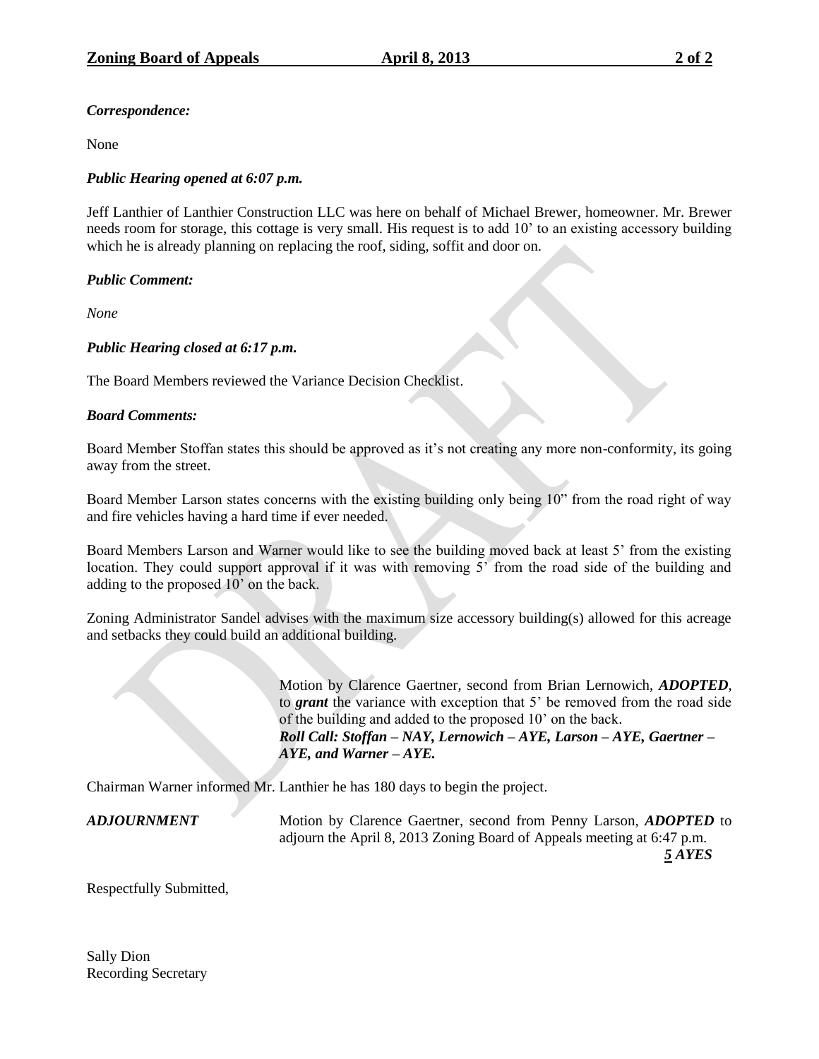***Correspondence:***

None

***Public Hearing opened at 6:07 p.m.***

Jeff Lanthier of Lanthier Construction LLC was here on behalf of Michael Brewer, homeowner. Mr. Brewer needs room for storage, this cottage is very small. His request is to add 10' to an existing accessory building which he is already planning on replacing the roof, siding, soffit and door on.

***Public Comment:***

*None*

***Public Hearing closed at 6:17 p.m.***

The Board Members reviewed the Variance Decision Checklist.

***Board Comments:***

Board Member Stoffan states this should be approved as it's not creating any more non-conformity, its going away from the street.

Board Member Larson states concerns with the existing building only being 10" from the road right of way and fire vehicles having a hard time if ever needed.

Board Members Larson and Warner would like to see the building moved back at least 5' from the existing location. They could support approval if it was with removing 5' from the road side of the building and adding to the proposed 10' on the back.

Zoning Administrator Sandel advises with the maximum size accessory building(s) allowed for this acreage and setbacks they could build an additional building.

Motion by Clarence Gaertner, second from Brian Lernowich, ***ADOPTED***, to ***grant*** the variance with exception that 5' be removed from the road side of the building and added to the proposed 10' on the back.
***Roll Call: Stoffan – NAY, Lernowich – AYE, Larson – AYE, Gaertner – AYE, and Warner – AYE.***

Chairman Warner informed Mr. Lanthier he has 180 days to begin the project.

***ADJOURNMENT*** Motion by Clarence Gaertner, second from Penny Larson, ***ADOPTED*** to adjourn the April 8, 2013 Zoning Board of Appeals meeting at 6:47 p.m.
***5 AYES***

Respectfully Submitted,

Sally Dion
Recording Secretary